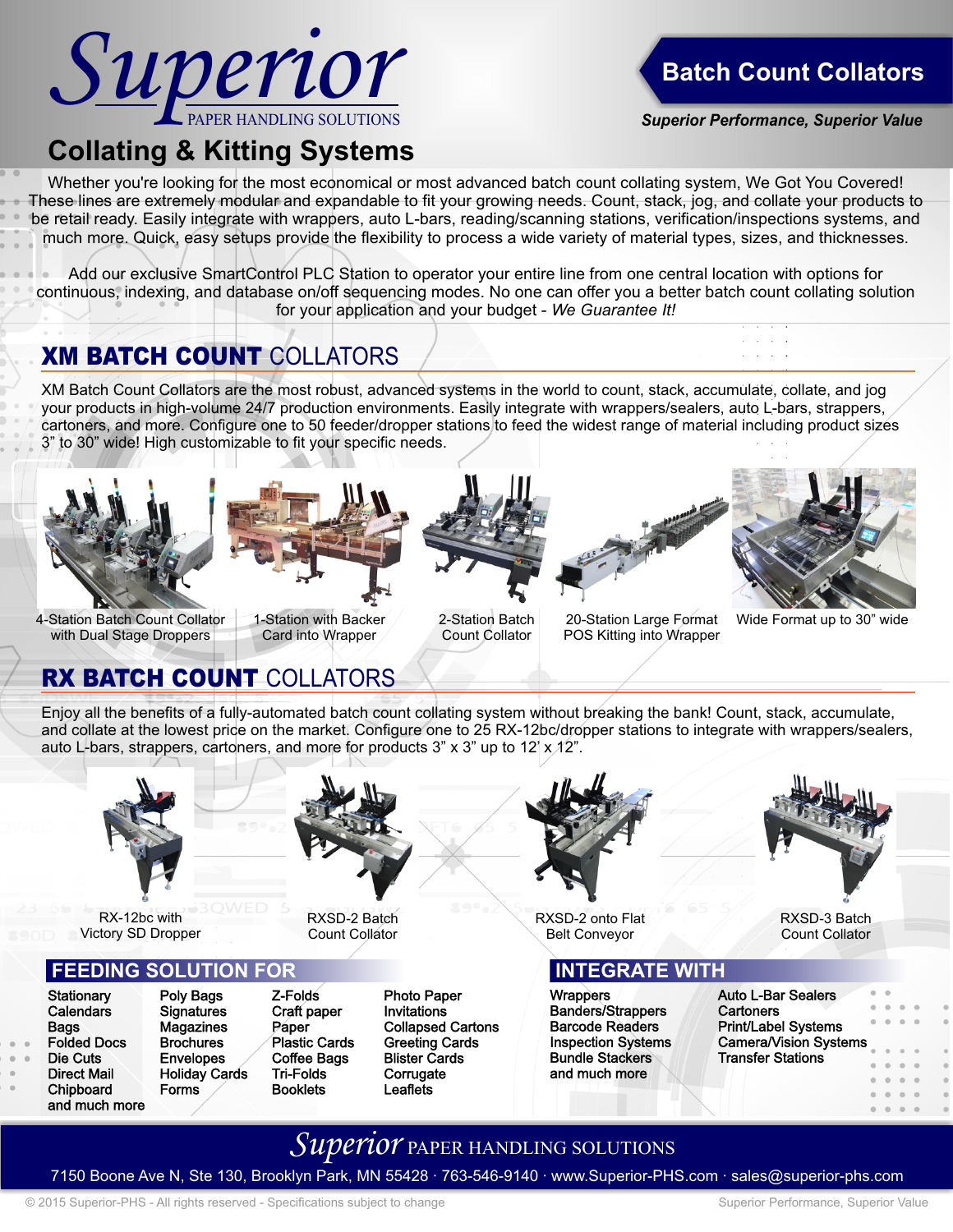# Superior PAPER HANDLING SOLUTIONS

## Batch Count Collators

*Superior Performance, Superior Value*

## Collating & Kitting Systems

Whether you're looking for the most economical or most advanced batch count collating system, We Got You Covered! These lines are extremely modular and expandable to fit your growing needs. Count, stack, jog, and collate your products to be retail ready. Easily integrate with wrappers, auto L-bars, reading/scanning stations, verification/inspections systems, and much more. Quick, easy setups provide the flexibility to process a wide variety of material types, sizes, and thicknesses.

Add our exclusive SmartControl PLC Station to operator your entire line from one central location with options for continuous, indexing, and database on/off sequencing modes. No one can offer you a better batch count collating solution for your application and your budget - *We Guarantee It!*

## XM BATCH COUNT COLLATORS

XM Batch Count Collators are the most robust, advanced systems in the world to count, stack, accumulate, collate, and jog your products in high-volume 24/7 production environments. Easily integrate with wrappers/sealers, auto L-bars, strappers, cartoners, and more. Configure one to 50 feeder/dropper stations to feed the widest range of material including product sizes 3" to 30" wide! High customizable to fit your specific needs.

4-Station Batch Count Collator with Dual Stage Droppers

1-Station with Backer Card into Wrapper

2-Station Batch Count Collator

20-Station Large Format POS Kitting into Wrapper

Wide Format up to 30" wide

## RX BATCH COUNT COLLATORS

Enjoy all the benefits of a fully-automated batch count collating system without breaking the bank! Count, stack, accumulate, and collate at the lowest price on the market. Configure one to 25 RX-12bc/dropper stations to integrate with wrappers/sealers, auto L-bars, strappers, cartoners, and more for products 3" x 3" up to 12' x 12".

RX-12bc with Victory SD Dropper

RXSD-2 Batch Count Collator

RXSD-2 onto Flat Belt Conveyor

RXSD-3 Batch Count Collator

## FEEDING SOLUTION FOR

- Stationary
- Calendars
- Bags
- Folded Docs
- Die Cuts
- Direct Mail
- Chipboard
- and much more
- Poly Bags
- Signatures
- Magazines
- Brochures
- Envelopes
- Holiday Cards
- Forms
- Z-Folds
- Craft paper
- Paper
- Plastic Cards
- Coffee Bags
- Tri-Folds
- Booklets
- Photo Paper
- Invitations
- Collapsed Cartons
- Greeting Cards
- Blister Cards
- Corrugate
- Leaflets

## INTEGRATE WITH

- Wrappers
- Banders/Strappers
- Barcode Readers
- Inspection Systems
- Bundle Stackers
- and much more
- Auto L-Bar Sealers
- Cartoners
- Print/Label Systems
- Camera/Vision Systems
- Transfer Stations

**Superior PAPER HANDLING SOLUTIONS**

7150 Boone Ave N, Ste 130, Brooklyn Park, MN 55428 · 763-546-9140 · www.Superior-PHS.com · sales@superior-phs.com

© 2015 Superior-PHS - All rights reserved - Specifications subject to change

Superior Performance, Superior Value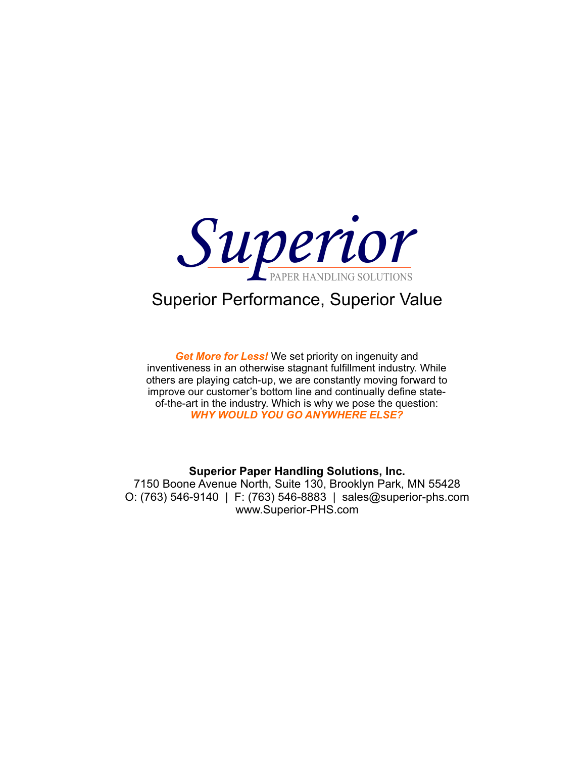# Superior

PAPER HANDLING SOLUTIONS

## Superior Performance, Superior Value

***Get More for Less!*** We set priority on ingenuity and inventiveness in an otherwise stagnant fulfillment industry. While others are playing catch-up, we are constantly moving forward to improve our customer's bottom line and continually define state-of-the-art in the industry. Which is why we pose the question: ***WHY WOULD YOU GO ANYWHERE ELSE?***

**Superior Paper Handling Solutions, Inc.**
7150 Boone Avenue North, Suite 130, Brooklyn Park, MN 55428
O: (763) 546-9140 | F: (763) 546-8883 | sales@superior-phs.com
www.Superior-PHS.com